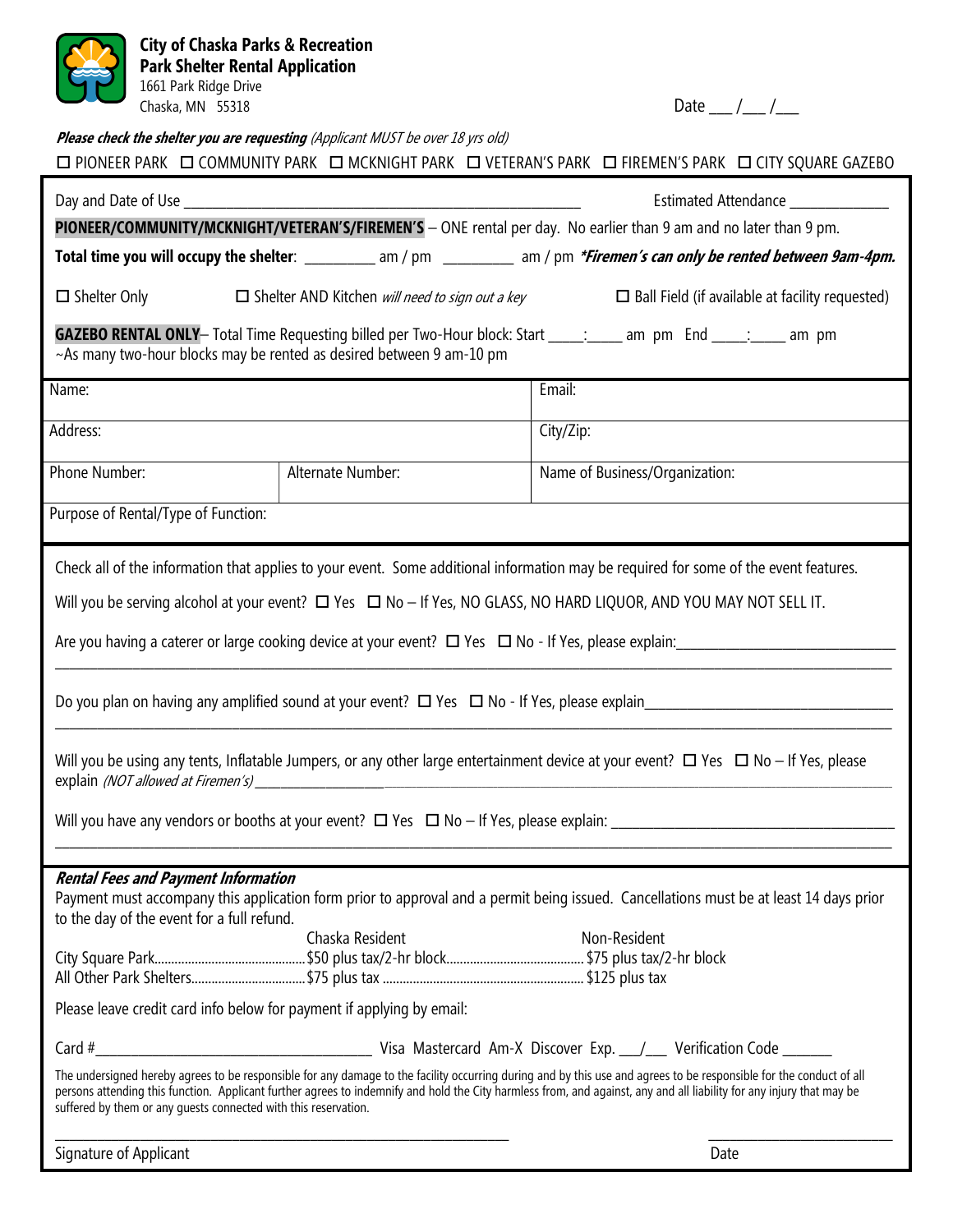# City of Chaska Parks & Recreation
## Park Shelter Rental Application

1661 Park Ridge Drive
Chaska, MN 55318

Date ___ /___ /___

***Please check the shelter you are requesting*** *(Applicant MUST be over 18 yrs old)*

☐ PIONEER PARK ☐ COMMUNITY PARK ☐ MCKNIGHT PARK ☐ VETERAN'S PARK ☐ FIREMEN'S PARK ☐ CITY SQUARE GAZEBO

Day and Date of Use _______________________________________________ Estimated Attendance ____________

**PIONEER/COMMUNITY/MCKNIGHT/VETERAN'S/FIREMEN'S** – ONE rental per day. No earlier than 9 am and no later than 9 pm.

**Total time you will occupy the shelter**: _________ am / pm _________ am / pm ***Firemen's can only be rented between 9am-4pm.***

☐ Shelter Only ☐ Shelter AND Kitchen *will need to sign out a key* ☐ Ball Field (if available at facility requested)

**GAZEBO RENTAL ONLY**– Total Time Requesting billed per Two-Hour block: Start ____:____ am pm End ____:____ am pm
~As many two-hour blocks may be rented as desired between 9 am-10 pm

| Name: | | Email: |
|---|---|---|
| Address: | | City/Zip: |
| Phone Number: | Alternate Number: | Name of Business/Organization: |
| Purpose of Rental/Type of Function: | | |

Check all of the information that applies to your event. Some additional information may be required for some of the event features.

Will you be serving alcohol at your event? ☐ Yes ☐ No – If Yes, NO GLASS, NO HARD LIQUOR, AND YOU MAY NOT SELL IT.

Are you having a caterer or large cooking device at your event? ☐ Yes ☐ No - If Yes, please explain:___________________________
_____________________________________________________________________________________________

Do you plan on having any amplified sound at your event? ☐ Yes ☐ No - If Yes, please explain______________________________
_____________________________________________________________________________________________

Will you be using any tents, Inflatable Jumpers, or any other large entertainment device at your event? ☐ Yes ☐ No – If Yes, please explain *(NOT allowed at Firemen's)*_____________________________________________________________________

Will you have any vendors or booths at your event? ☐ Yes ☐ No – If Yes, please explain: ____________________________________
_____________________________________________________________________________________________

***Rental Fees and Payment Information***

Payment must accompany this application form prior to approval and a permit being issued. Cancellations must be at least 14 days prior to the day of the event for a full refund.

| | Chaska Resident | Non-Resident |
|---|---|---|
| City Square Park | $50 plus tax/2-hr block | $75 plus tax/2-hr block |
| All Other Park Shelters | $75 plus tax | $125 plus tax |

Please leave credit card info below for payment if applying by email:

Card #___________________________________ Visa Mastercard Am-X Discover Exp. ___/___ Verification Code ______

The undersigned hereby agrees to be responsible for any damage to the facility occurring during and by this use and agrees to be responsible for the conduct of all persons attending this function. Applicant further agrees to indemnify and hold the City harmless from, and against, any and all liability for any injury that may be suffered by them or any guests connected with this reservation.

_______________________________________________ _______________________
Signature of Applicant Date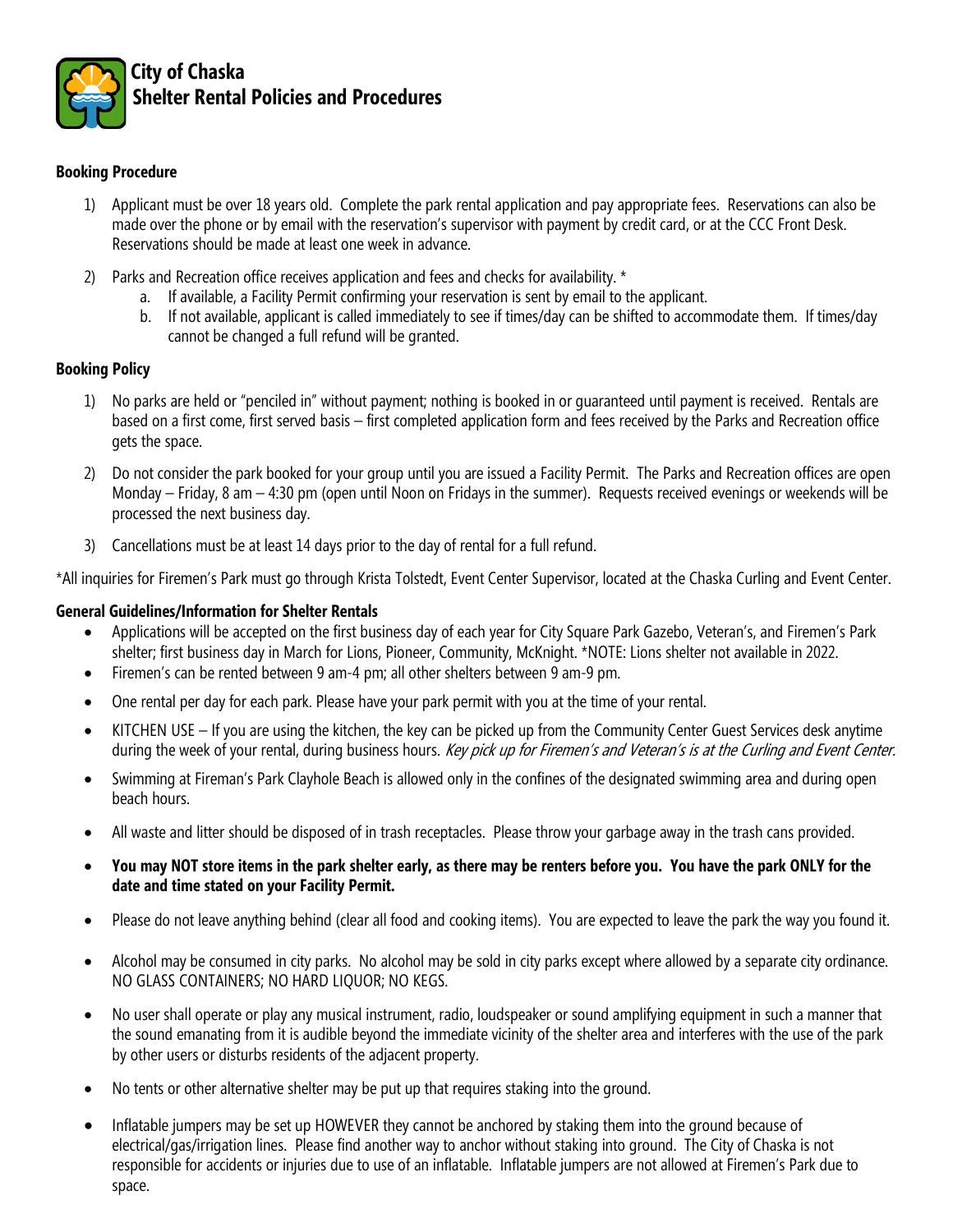# City of Chaska
## Shelter Rental Policies and Procedures

**Booking Procedure**

1) Applicant must be over 18 years old. Complete the park rental application and pay appropriate fees. Reservations can also be made over the phone or by email with the reservation's supervisor with payment by credit card, or at the CCC Front Desk. Reservations should be made at least one week in advance.

2) Parks and Recreation office receives application and fees and checks for availability. *
   a. If available, a Facility Permit confirming your reservation is sent by email to the applicant.
   b. If not available, applicant is called immediately to see if times/day can be shifted to accommodate them. If times/day cannot be changed a full refund will be granted.

**Booking Policy**

1) No parks are held or "penciled in" without payment; nothing is booked in or guaranteed until payment is received. Rentals are based on a first come, first served basis – first completed application form and fees received by the Parks and Recreation office gets the space.

2) Do not consider the park booked for your group until you are issued a Facility Permit. The Parks and Recreation offices are open Monday – Friday, 8 am – 4:30 pm (open until Noon on Fridays in the summer). Requests received evenings or weekends will be processed the next business day.

3) Cancellations must be at least 14 days prior to the day of rental for a full refund.

*All inquiries for Firemen's Park must go through Krista Tolstedt, Event Center Supervisor, located at the Chaska Curling and Event Center.

**General Guidelines/Information for Shelter Rentals**

- Applications will be accepted on the first business day of each year for City Square Park Gazebo, Veteran's, and Firemen's Park shelter; first business day in March for Lions, Pioneer, Community, McKnight. *NOTE: Lions shelter not available in 2022.
- Firemen's can be rented between 9 am-4 pm; all other shelters between 9 am-9 pm.
- One rental per day for each park. Please have your park permit with you at the time of your rental.
- KITCHEN USE – If you are using the kitchen, the key can be picked up from the Community Center Guest Services desk anytime during the week of your rental, during business hours. *Key pick up for Firemen's and Veteran's is at the Curling and Event Center.*
- Swimming at Fireman's Park Clayhole Beach is allowed only in the confines of the designated swimming area and during open beach hours.
- All waste and litter should be disposed of in trash receptacles. Please throw your garbage away in the trash cans provided.
- **You may NOT store items in the park shelter early, as there may be renters before you. You have the park ONLY for the date and time stated on your Facility Permit.**
- Please do not leave anything behind (clear all food and cooking items). You are expected to leave the park the way you found it.
- Alcohol may be consumed in city parks. No alcohol may be sold in city parks except where allowed by a separate city ordinance. NO GLASS CONTAINERS; NO HARD LIQUOR; NO KEGS.
- No user shall operate or play any musical instrument, radio, loudspeaker or sound amplifying equipment in such a manner that the sound emanating from it is audible beyond the immediate vicinity of the shelter area and interferes with the use of the park by other users or disturbs residents of the adjacent property.
- No tents or other alternative shelter may be put up that requires staking into the ground.
- Inflatable jumpers may be set up HOWEVER they cannot be anchored by staking them into the ground because of electrical/gas/irrigation lines. Please find another way to anchor without staking into ground. The City of Chaska is not responsible for accidents or injuries due to use of an inflatable. Inflatable jumpers are not allowed at Firemen's Park due to space.